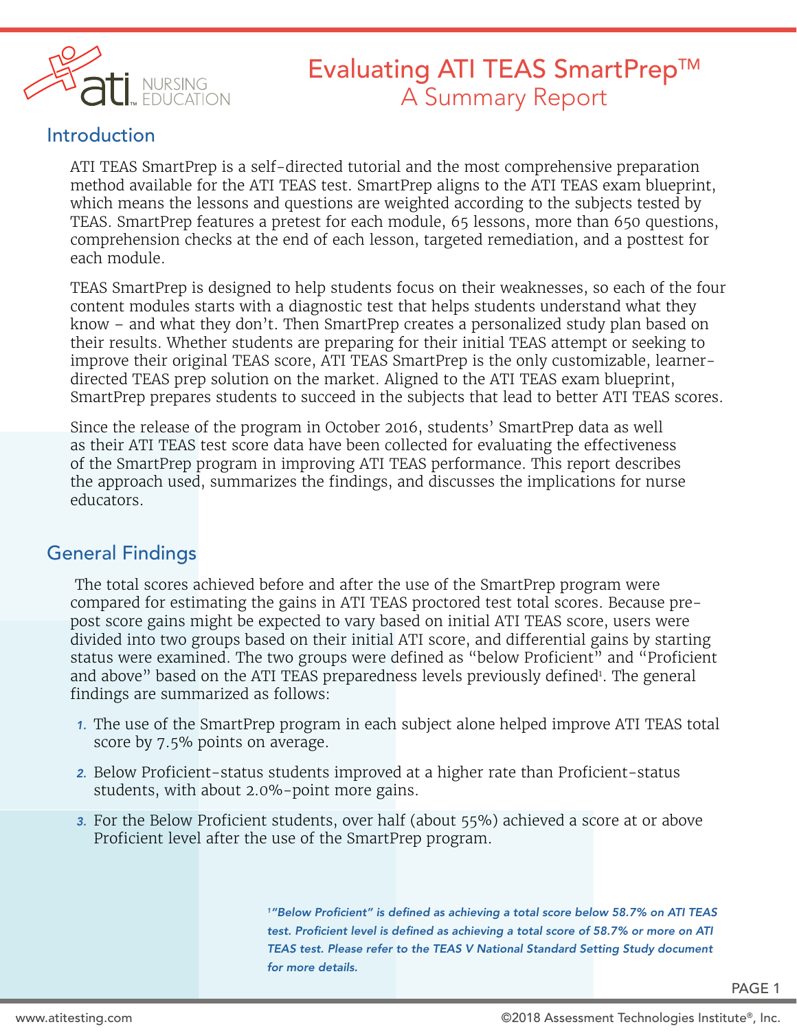# Evaluating ATI TEAS SmartPrep™
## A Summary Report

## Introduction

ATI TEAS SmartPrep is a self-directed tutorial and the most comprehensive preparation method available for the ATI TEAS test. SmartPrep aligns to the ATI TEAS exam blueprint, which means the lessons and questions are weighted according to the subjects tested by TEAS. SmartPrep features a pretest for each module, 65 lessons, more than 650 questions, comprehension checks at the end of each lesson, targeted remediation, and a posttest for each module.

TEAS SmartPrep is designed to help students focus on their weaknesses, so each of the four content modules starts with a diagnostic test that helps students understand what they know – and what they don't. Then SmartPrep creates a personalized study plan based on their results. Whether students are preparing for their initial TEAS attempt or seeking to improve their original TEAS score, ATI TEAS SmartPrep is the only customizable, learner-directed TEAS prep solution on the market. Aligned to the ATI TEAS exam blueprint, SmartPrep prepares students to succeed in the subjects that lead to better ATI TEAS scores.

Since the release of the program in October 2016, students' SmartPrep data as well as their ATI TEAS test score data have been collected for evaluating the effectiveness of the SmartPrep program in improving ATI TEAS performance. This report describes the approach used, summarizes the findings, and discusses the implications for nurse educators.

## General Findings

The total scores achieved before and after the use of the SmartPrep program were compared for estimating the gains in ATI TEAS proctored test total scores. Because pre-post score gains might be expected to vary based on initial ATI TEAS score, users were divided into two groups based on their initial ATI score, and differential gains by starting status were examined. The two groups were defined as "below Proficient" and "Proficient and above" based on the ATI TEAS preparedness levels previously defined[1]. The general findings are summarized as follows:

1. The use of the SmartPrep program in each subject alone helped improve ATI TEAS total score by 7.5% points on average.
2. Below Proficient-status students improved at a higher rate than Proficient-status students, with about 2.0%-point more gains.
3. For the Below Proficient students, over half (about 55%) achieved a score at or above Proficient level after the use of the SmartPrep program.

*[1] "Below Proficient" is defined as achieving a total score below 58.7% on ATI TEAS test. Proficient level is defined as achieving a total score of 58.7% or more on ATI TEAS test. Please refer to the TEAS V National Standard Setting Study document for more details.*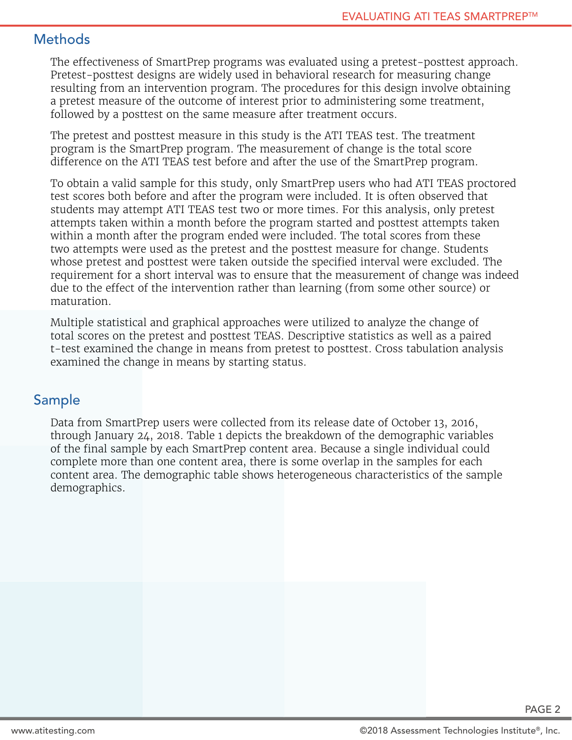## Methods

The effectiveness of SmartPrep programs was evaluated using a pretest-posttest approach. Pretest-posttest designs are widely used in behavioral research for measuring change resulting from an intervention program. The procedures for this design involve obtaining a pretest measure of the outcome of interest prior to administering some treatment, followed by a posttest on the same measure after treatment occurs.

The pretest and posttest measure in this study is the ATI TEAS test. The treatment program is the SmartPrep program. The measurement of change is the total score difference on the ATI TEAS test before and after the use of the SmartPrep program.

To obtain a valid sample for this study, only SmartPrep users who had ATI TEAS proctored test scores both before and after the program were included. It is often observed that students may attempt ATI TEAS test two or more times. For this analysis, only pretest attempts taken within a month before the program started and posttest attempts taken within a month after the program ended were included. The total scores from these two attempts were used as the pretest and the posttest measure for change. Students whose pretest and posttest were taken outside the specified interval were excluded. The requirement for a short interval was to ensure that the measurement of change was indeed due to the effect of the intervention rather than learning (from some other source) or maturation.

Multiple statistical and graphical approaches were utilized to analyze the change of total scores on the pretest and posttest TEAS. Descriptive statistics as well as a paired t-test examined the change in means from pretest to posttest. Cross tabulation analysis examined the change in means by starting status.

## Sample

Data from SmartPrep users were collected from its release date of October 13, 2016, through January 24, 2018. Table 1 depicts the breakdown of the demographic variables of the final sample by each SmartPrep content area. Because a single individual could complete more than one content area, there is some overlap in the samples for each content area. The demographic table shows heterogeneous characteristics of the sample demographics.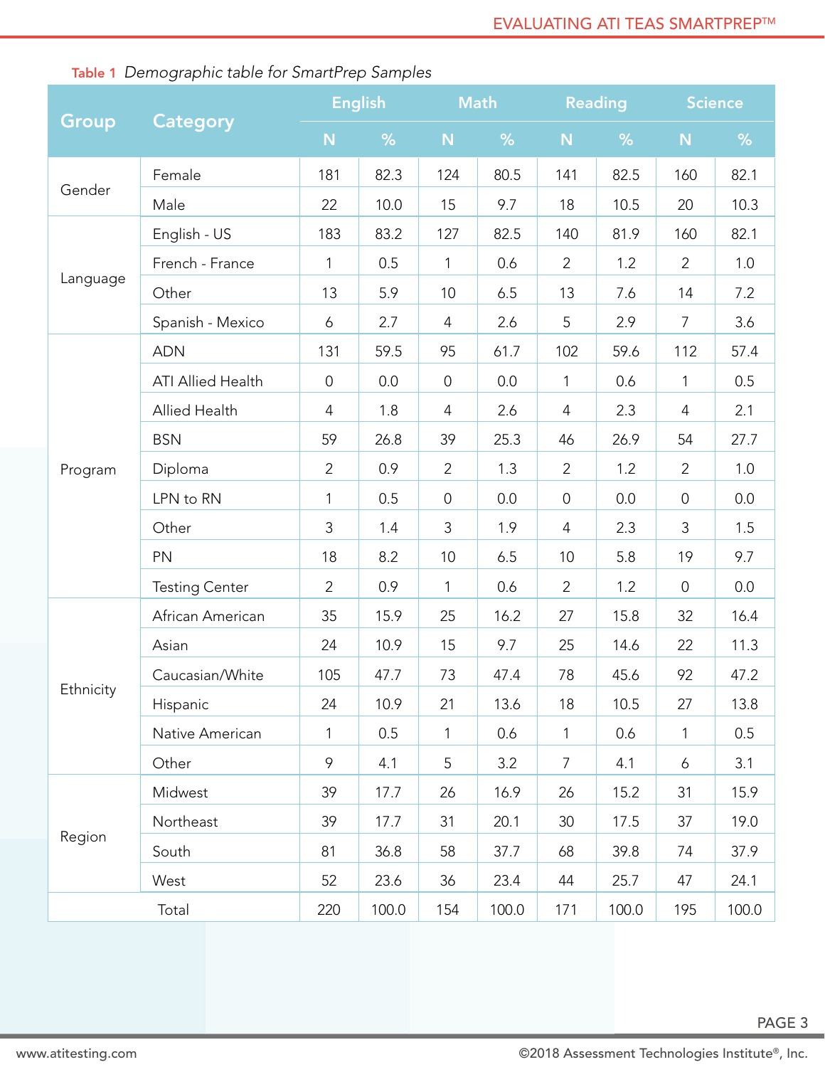**Table 1** *Demographic table for SmartPrep Samples*

| Group | Category | English | | Math | | Reading | | Science | |
|---|---|---|---|---|---|---|---|---|---|
| | | N | % | N | % | N | % | N | % |
| Gender | Female | 181 | 82.3 | 124 | 80.5 | 141 | 82.5 | 160 | 82.1 |
| | Male | 22 | 10.0 | 15 | 9.7 | 18 | 10.5 | 20 | 10.3 |
| Language | English - US | 183 | 83.2 | 127 | 82.5 | 140 | 81.9 | 160 | 82.1 |
| | French - France | 1 | 0.5 | 1 | 0.6 | 2 | 1.2 | 2 | 1.0 |
| | Other | 13 | 5.9 | 10 | 6.5 | 13 | 7.6 | 14 | 7.2 |
| | Spanish - Mexico | 6 | 2.7 | 4 | 2.6 | 5 | 2.9 | 7 | 3.6 |
| Program | ADN | 131 | 59.5 | 95 | 61.7 | 102 | 59.6 | 112 | 57.4 |
| | ATI Allied Health | 0 | 0.0 | 0 | 0.0 | 1 | 0.6 | 1 | 0.5 |
| | Allied Health | 4 | 1.8 | 4 | 2.6 | 4 | 2.3 | 4 | 2.1 |
| | BSN | 59 | 26.8 | 39 | 25.3 | 46 | 26.9 | 54 | 27.7 |
| | Diploma | 2 | 0.9 | 2 | 1.3 | 2 | 1.2 | 2 | 1.0 |
| | LPN to RN | 1 | 0.5 | 0 | 0.0 | 0 | 0.0 | 0 | 0.0 |
| | Other | 3 | 1.4 | 3 | 1.9 | 4 | 2.3 | 3 | 1.5 |
| | PN | 18 | 8.2 | 10 | 6.5 | 10 | 5.8 | 19 | 9.7 |
| | Testing Center | 2 | 0.9 | 1 | 0.6 | 2 | 1.2 | 0 | 0.0 |
| Ethnicity | African American | 35 | 15.9 | 25 | 16.2 | 27 | 15.8 | 32 | 16.4 |
| | Asian | 24 | 10.9 | 15 | 9.7 | 25 | 14.6 | 22 | 11.3 |
| | Caucasian/White | 105 | 47.7 | 73 | 47.4 | 78 | 45.6 | 92 | 47.2 |
| | Hispanic | 24 | 10.9 | 21 | 13.6 | 18 | 10.5 | 27 | 13.8 |
| | Native American | 1 | 0.5 | 1 | 0.6 | 1 | 0.6 | 1 | 0.5 |
| | Other | 9 | 4.1 | 5 | 3.2 | 7 | 4.1 | 6 | 3.1 |
| Region | Midwest | 39 | 17.7 | 26 | 16.9 | 26 | 15.2 | 31 | 15.9 |
| | Northeast | 39 | 17.7 | 31 | 20.1 | 30 | 17.5 | 37 | 19.0 |
| | South | 81 | 36.8 | 58 | 37.7 | 68 | 39.8 | 74 | 37.9 |
| | West | 52 | 23.6 | 36 | 23.4 | 44 | 25.7 | 47 | 24.1 |
| Total | | 220 | 100.0 | 154 | 100.0 | 171 | 100.0 | 195 | 100.0 |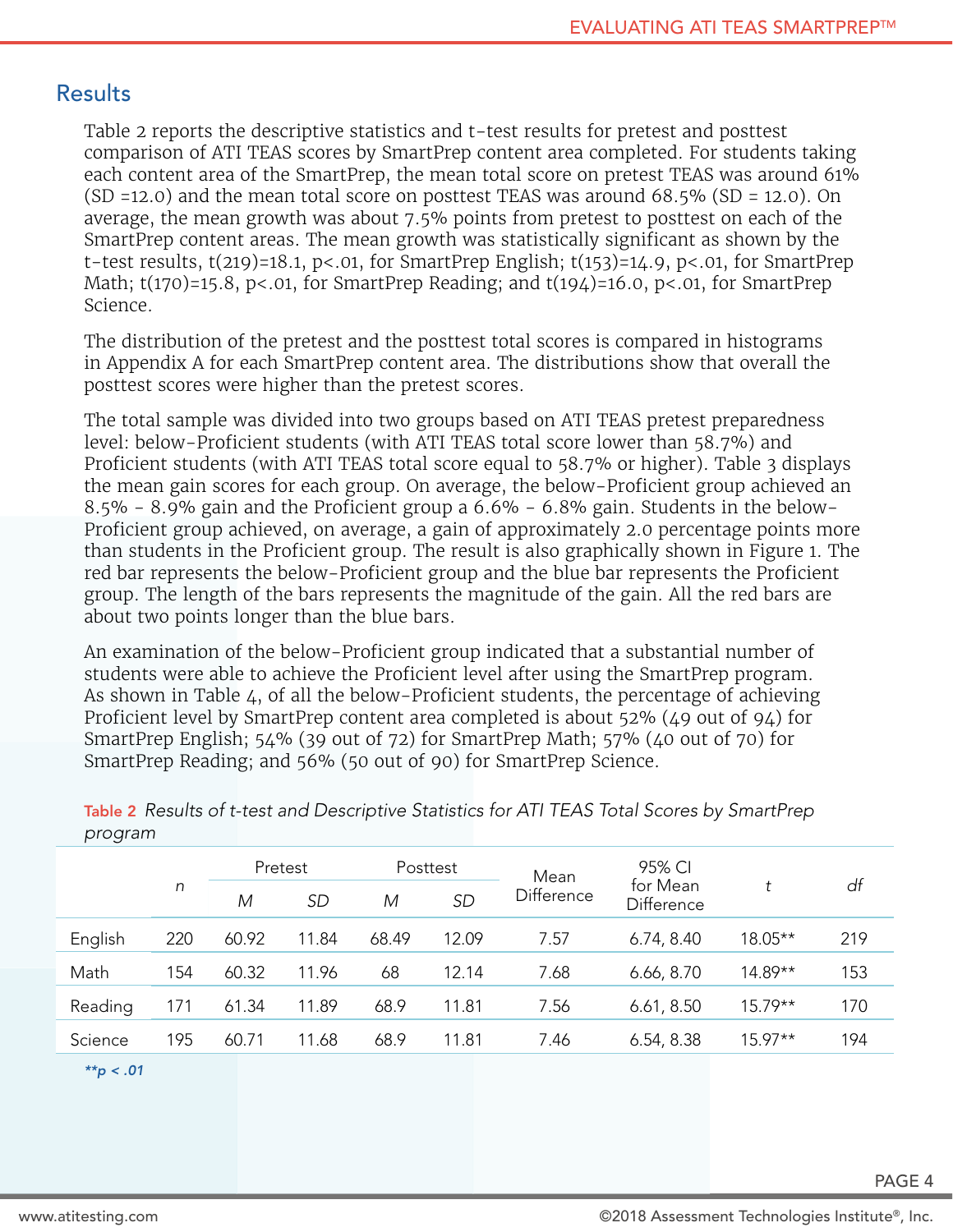## Results

Table 2 reports the descriptive statistics and t-test results for pretest and posttest comparison of ATI TEAS scores by SmartPrep content area completed. For students taking each content area of the SmartPrep, the mean total score on pretest TEAS was around 61% (SD =12.0) and the mean total score on posttest TEAS was around 68.5% (SD = 12.0). On average, the mean growth was about 7.5% points from pretest to posttest on each of the SmartPrep content areas. The mean growth was statistically significant as shown by the t-test results, $t(219)=18.1$, $p<.01$, for SmartPrep English; $t(153)=14.9$, $p<.01$, for SmartPrep Math; $t(170)=15.8$, $p<.01$, for SmartPrep Reading; and $t(194)=16.0$, $p<.01$, for SmartPrep Science.

The distribution of the pretest and the posttest total scores is compared in histograms in Appendix A for each SmartPrep content area. The distributions show that overall the posttest scores were higher than the pretest scores.

The total sample was divided into two groups based on ATI TEAS pretest preparedness level: below-Proficient students (with ATI TEAS total score lower than 58.7%) and Proficient students (with ATI TEAS total score equal to 58.7% or higher). Table 3 displays the mean gain scores for each group. On average, the below-Proficient group achieved an 8.5% - 8.9% gain and the Proficient group a 6.6% - 6.8% gain. Students in the below-Proficient group achieved, on average, a gain of approximately 2.0 percentage points more than students in the Proficient group. The result is also graphically shown in Figure 1. The red bar represents the below-Proficient group and the blue bar represents the Proficient group. The length of the bars represents the magnitude of the gain. All the red bars are about two points longer than the blue bars.

An examination of the below-Proficient group indicated that a substantial number of students were able to achieve the Proficient level after using the SmartPrep program. As shown in Table 4, of all the below-Proficient students, the percentage of achieving Proficient level by SmartPrep content area completed is about 52% (49 out of 94) for SmartPrep English; 54% (39 out of 72) for SmartPrep Math; 57% (40 out of 70) for SmartPrep Reading; and 56% (50 out of 90) for SmartPrep Science.

**Table 2** *Results of t-test and Descriptive Statistics for ATI TEAS Total Scores by SmartPrep program*

| | *n* | Pretest | | Posttest | | Mean Difference | 95% CI for Mean Difference | *t* | *df* |
|---|---|---|---|---|---|---|---|---|---|
| | | *M* | *SD* | *M* | *SD* | | | | |
| English | 220 | 60.92 | 11.84 | 68.49 | 12.09 | 7.57 | 6.74, 8.40 | 18.05** | 219 |
| Math | 154 | 60.32 | 11.96 | 68 | 12.14 | 7.68 | 6.66, 8.70 | 14.89** | 153 |
| Reading | 171 | 61.34 | 11.89 | 68.9 | 11.81 | 7.56 | 6.61, 8.50 | 15.79** | 170 |
| Science | 195 | 60.71 | 11.68 | 68.9 | 11.81 | 7.46 | 6.54, 8.38 | 15.97** | 194 |

***p < .01*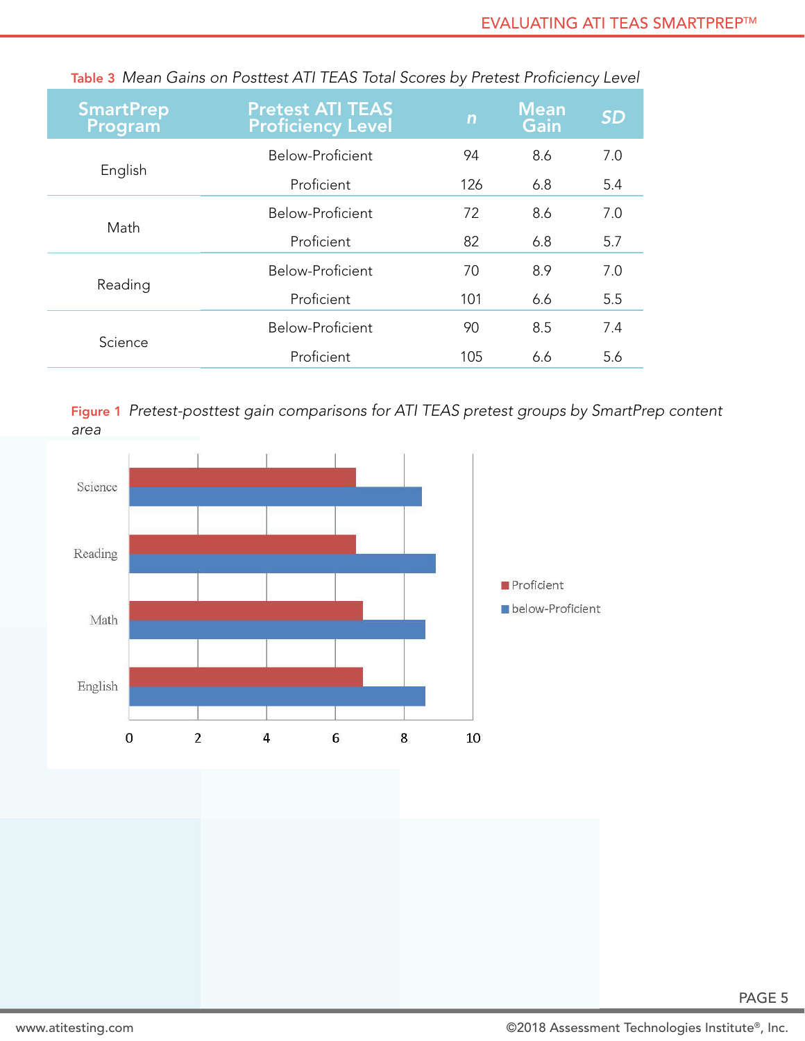**Table 3** *Mean Gains on Posttest ATI TEAS Total Scores by Pretest Proficiency Level*

| SmartPrep Program | Pretest ATI TEAS Proficiency Level | *n* | Mean Gain | *SD* |
|---|---|---|---|---|
| English | Below-Proficient | 94 | 8.6 | 7.0 |
| | Proficient | 126 | 6.8 | 5.4 |
| Math | Below-Proficient | 72 | 8.6 | 7.0 |
| | Proficient | 82 | 6.8 | 5.7 |
| Reading | Below-Proficient | 70 | 8.9 | 7.0 |
| | Proficient | 101 | 6.6 | 5.5 |
| Science | Below-Proficient | 90 | 8.5 | 7.4 |
| | Proficient | 105 | 6.6 | 5.6 |

**Figure 1** *Pretest-posttest gain comparisons for ATI TEAS pretest groups by SmartPrep content area*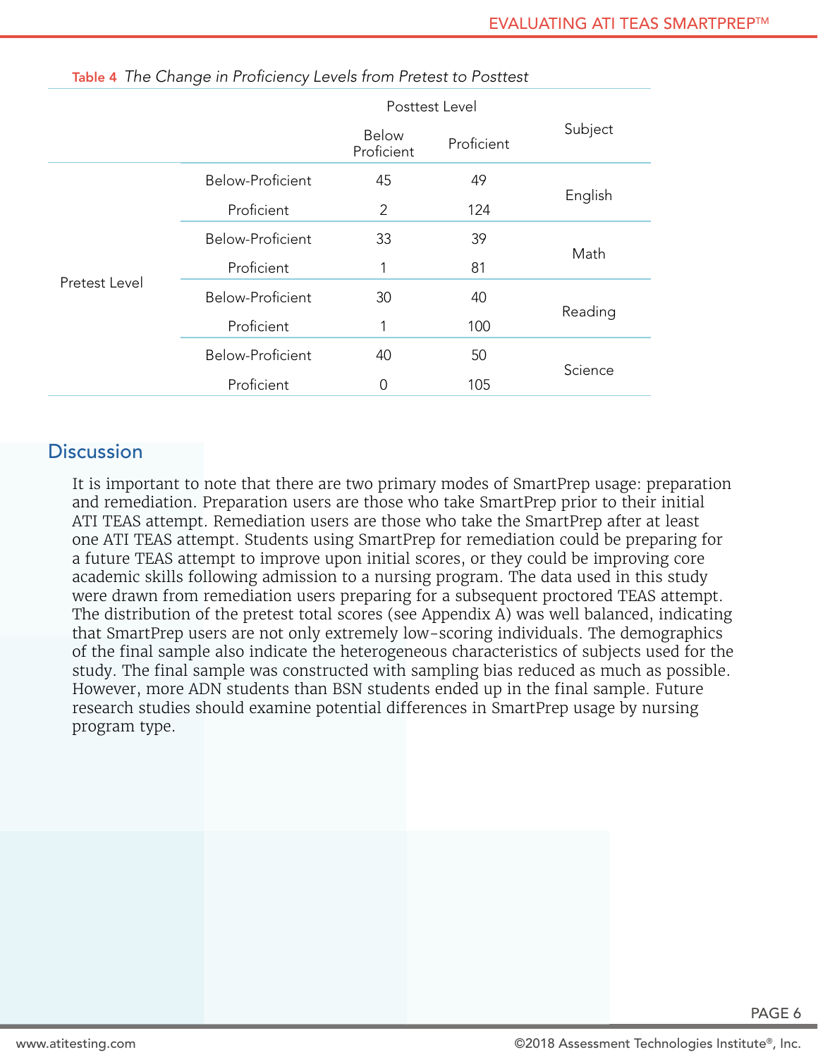**Table 4** *The Change in Proficiency Levels from Pretest to Posttest*

| | | Posttest Level | | Subject |
|---|---|---|---|---|
| | | Below Proficient | Proficient | |
| Pretest Level | Below-Proficient | 45 | 49 | English |
| | Proficient | 2 | 124 | |
| | Below-Proficient | 33 | 39 | Math |
| | Proficient | 1 | 81 | |
| | Below-Proficient | 30 | 40 | Reading |
| | Proficient | 1 | 100 | |
| | Below-Proficient | 40 | 50 | Science |
| | Proficient | 0 | 105 | |

## Discussion

It is important to note that there are two primary modes of SmartPrep usage: preparation and remediation. Preparation users are those who take SmartPrep prior to their initial ATI TEAS attempt. Remediation users are those who take the SmartPrep after at least one ATI TEAS attempt. Students using SmartPrep for remediation could be preparing for a future TEAS attempt to improve upon initial scores, or they could be improving core academic skills following admission to a nursing program. The data used in this study were drawn from remediation users preparing for a subsequent proctored TEAS attempt. The distribution of the pretest total scores (see Appendix A) was well balanced, indicating that SmartPrep users are not only extremely low-scoring individuals. The demographics of the final sample also indicate the heterogeneous characteristics of subjects used for the study. The final sample was constructed with sampling bias reduced as much as possible. However, more ADN students than BSN students ended up in the final sample. Future research studies should examine potential differences in SmartPrep usage by nursing program type.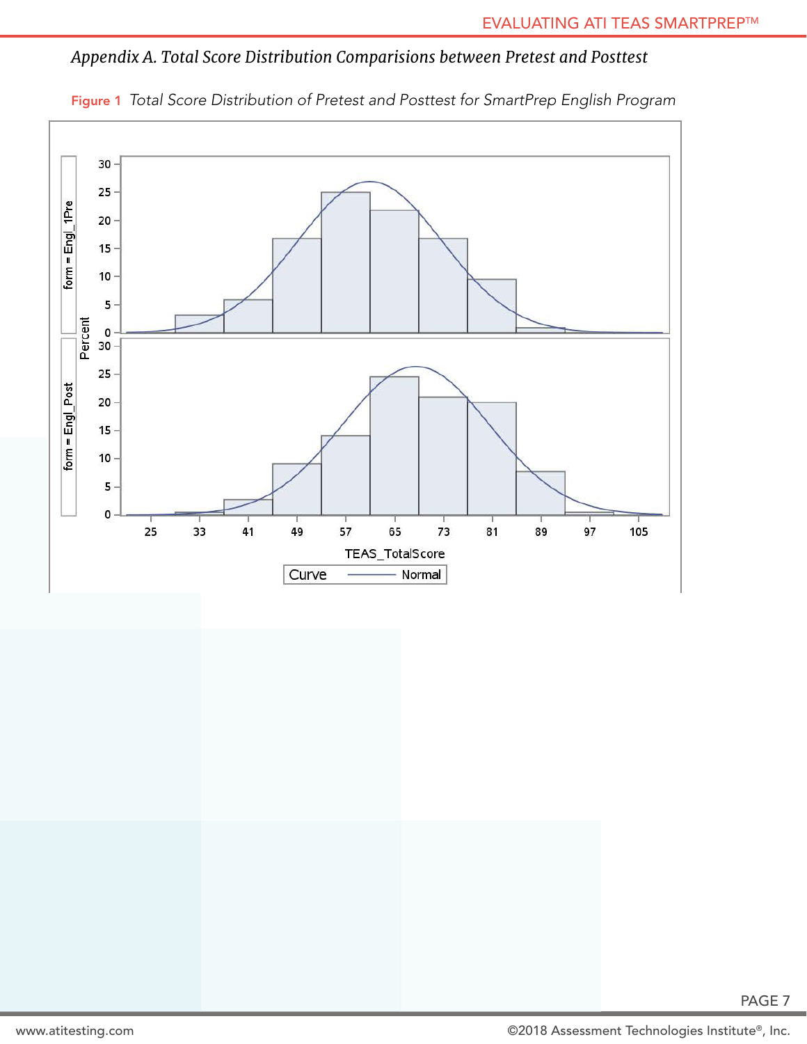*Appendix A. Total Score Distribution Comparisions between Pretest and Posttest*

**Figure 1** *Total Score Distribution of Pretest and Posttest for SmartPrep English Program*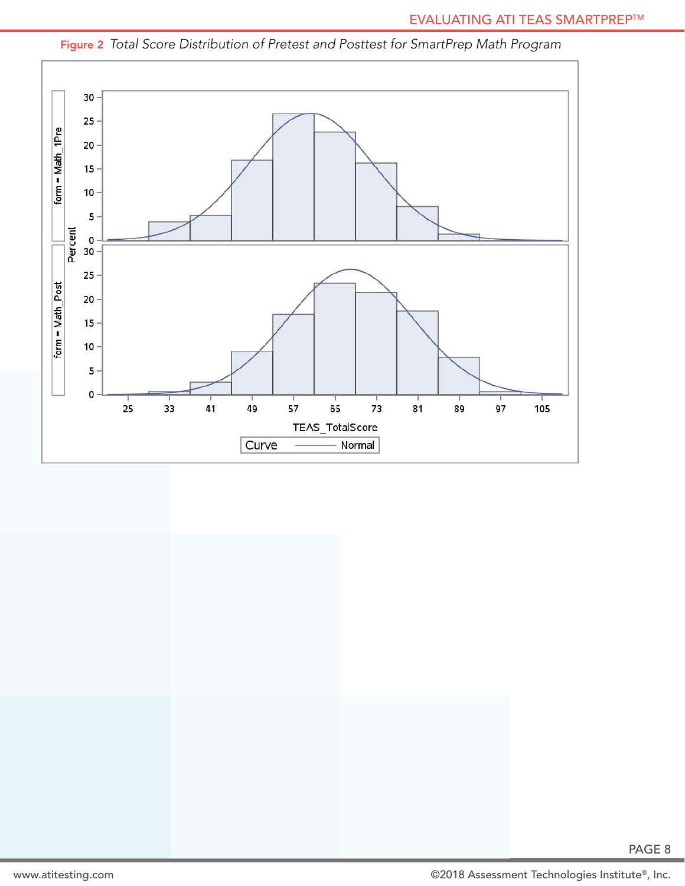**Figure 2** *Total Score Distribution of Pretest and Posttest for SmartPrep Math Program*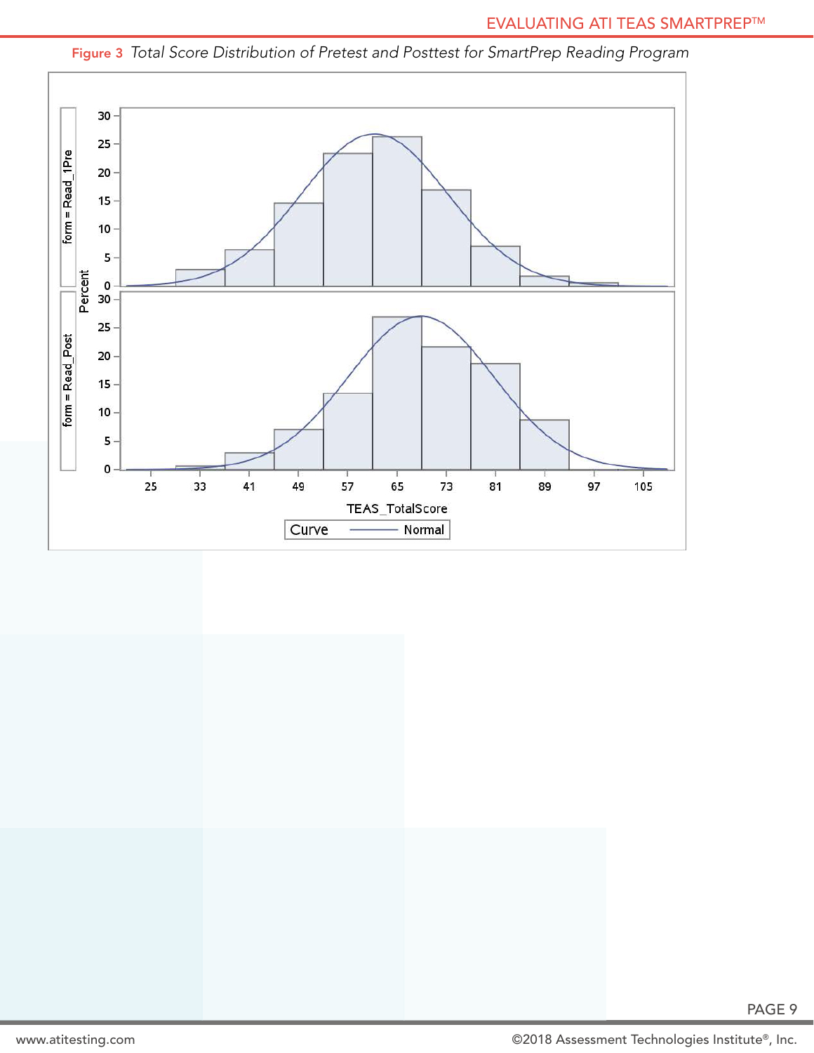Figure 3 *Total Score Distribution of Pretest and Posttest for SmartPrep Reading Program*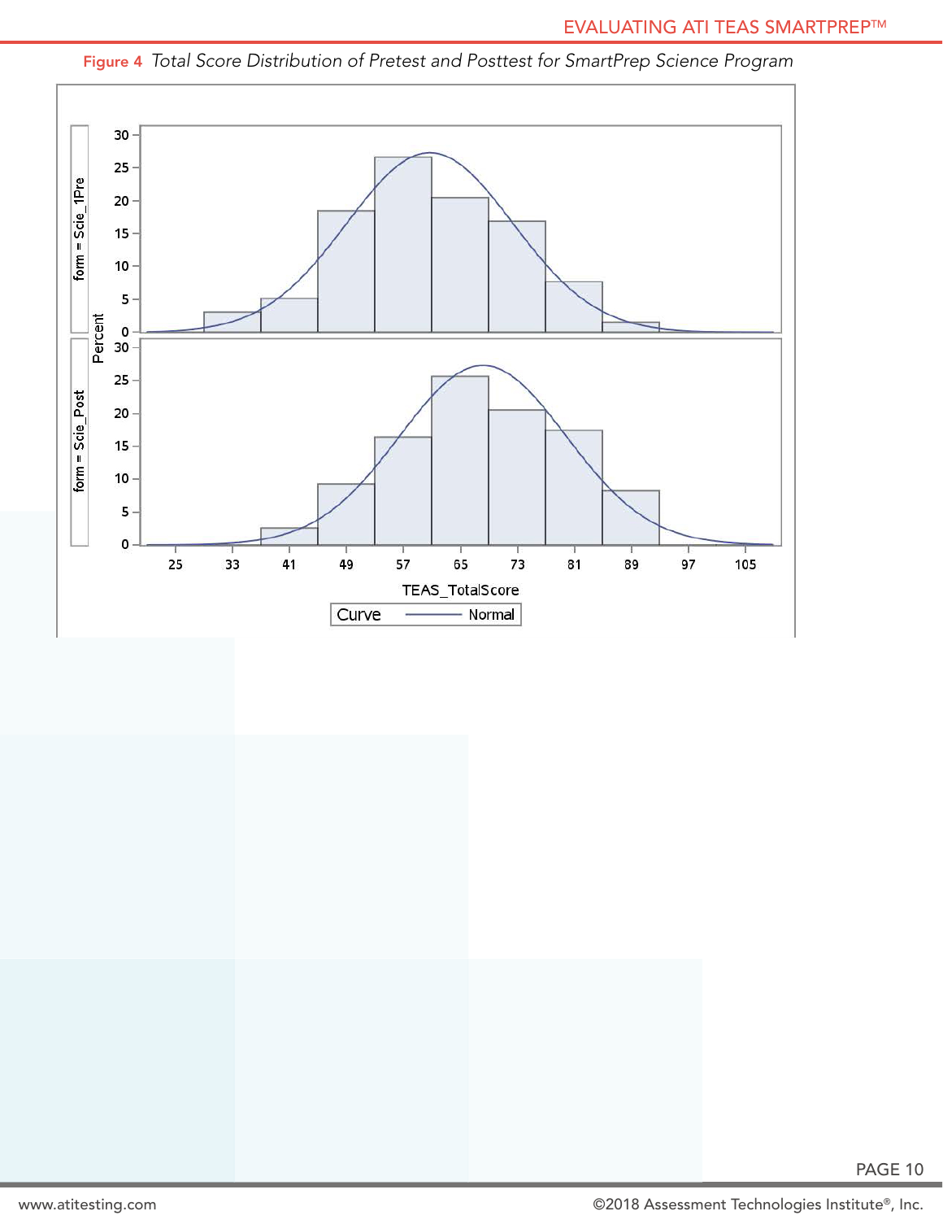**Figure 4** *Total Score Distribution of Pretest and Posttest for SmartPrep Science Program*

form = Scie_1Pre

form = Scie_Post

Percent

30
25
20
15
10
5
0

25 33 41 49 57 65 73 81 89 97 105

TEAS_TotalScore

Curve — Normal